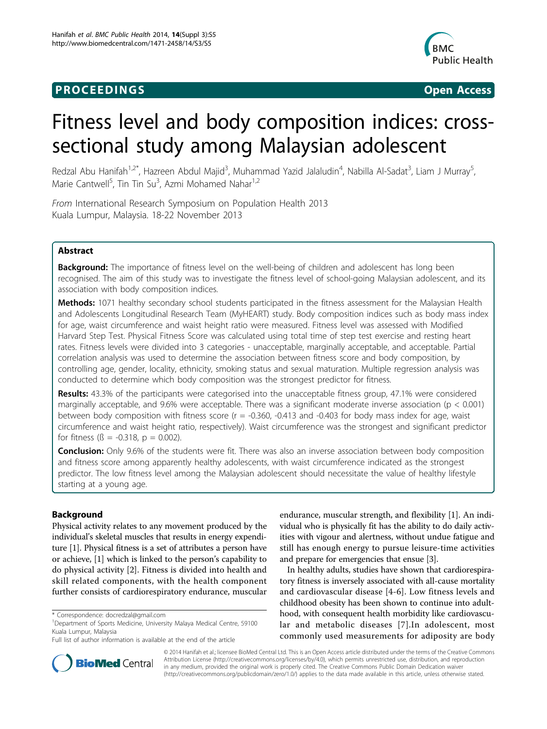PROCEEDINGS Open Access

# Fitness level and body composition indices: cross-sectional study among Malaysian adolescent

Redzal Abu Hanifah[1,2*], Hazreen Abdul Majid[3], Muhammad Yazid Jalaludin[4], Nabilla Al-Sadat[3], Liam J Murray[5], Marie Cantwell[5], Tin Tin Su[3], Azmi Mohamed Nahar[1,2]

*From* International Research Symposium on Population Health 2013
Kuala Lumpur, Malaysia. 18-22 November 2013

## Abstract

**Background:** The importance of fitness level on the well-being of children and adolescent has long been recognised. The aim of this study was to investigate the fitness level of school-going Malaysian adolescent, and its association with body composition indices.

**Methods:** 1071 healthy secondary school students participated in the fitness assessment for the Malaysian Health and Adolescents Longitudinal Research Team (MyHEART) study. Body composition indices such as body mass index for age, waist circumference and waist height ratio were measured. Fitness level was assessed with Modified Harvard Step Test. Physical Fitness Score was calculated using total time of step test exercise and resting heart rates. Fitness levels were divided into 3 categories - unacceptable, marginally acceptable, and acceptable. Partial correlation analysis was used to determine the association between fitness score and body composition, by controlling age, gender, locality, ethnicity, smoking status and sexual maturation. Multiple regression analysis was conducted to determine which body composition was the strongest predictor for fitness.

**Results:** 43.3% of the participants were categorised into the unacceptable fitness group, 47.1% were considered marginally acceptable, and 9.6% were acceptable. There was a significant moderate inverse association ($p < 0.001$) between body composition with fitness score ($r = -0.360$, $-0.413$ and $-0.403$ for body mass index for age, waist circumference and waist height ratio, respectively). Waist circumference was the strongest and significant predictor for fitness ($ß = -0.318$, $p = 0.002$).

**Conclusion:** Only 9.6% of the students were fit. There was also an inverse association between body composition and fitness score among apparently healthy adolescents, with waist circumference indicated as the strongest predictor. The low fitness level among the Malaysian adolescent should necessitate the value of healthy lifestyle starting at a young age.

## Background

Physical activity relates to any movement produced by the individual's skeletal muscles that results in energy expenditure [1]. Physical fitness is a set of attributes a person have or achieve, [1] which is linked to the person's capability to do physical activity [2]. Fitness is divided into health and skill related components, with the health component further consists of cardiorespiratory endurance, muscular endurance, muscular strength, and flexibility [1]. An individual who is physically fit has the ability to do daily activities with vigour and alertness, without undue fatigue and still has enough energy to pursue leisure-time activities and prepare for emergencies that ensue [3].

In healthy adults, studies have shown that cardiorespiratory fitness is inversely associated with all-cause mortality and cardiovascular disease [4-6]. Low fitness levels and childhood obesity has been shown to continue into adulthood, with consequent health morbidity like cardiovascular and metabolic diseases [7].In adolescent, most commonly used measurements for adiposity are body

\* Correspondence: docredzal@gmail.com
[1]Department of Sports Medicine, University Malaya Medical Centre, 59100 Kuala Lumpur, Malaysia
Full list of author information is available at the end of the article

© 2014 Hanifah et al.; licensee BioMed Central Ltd. This is an Open Access article distributed under the terms of the Creative Commons Attribution License (http://creativecommons.org/licenses/by/4.0), which permits unrestricted use, distribution, and reproduction in any medium, provided the original work is properly cited. The Creative Commons Public Domain Dedication waiver (http://creativecommons.org/publicdomain/zero/1.0/) applies to the data made available in this article, unless otherwise stated.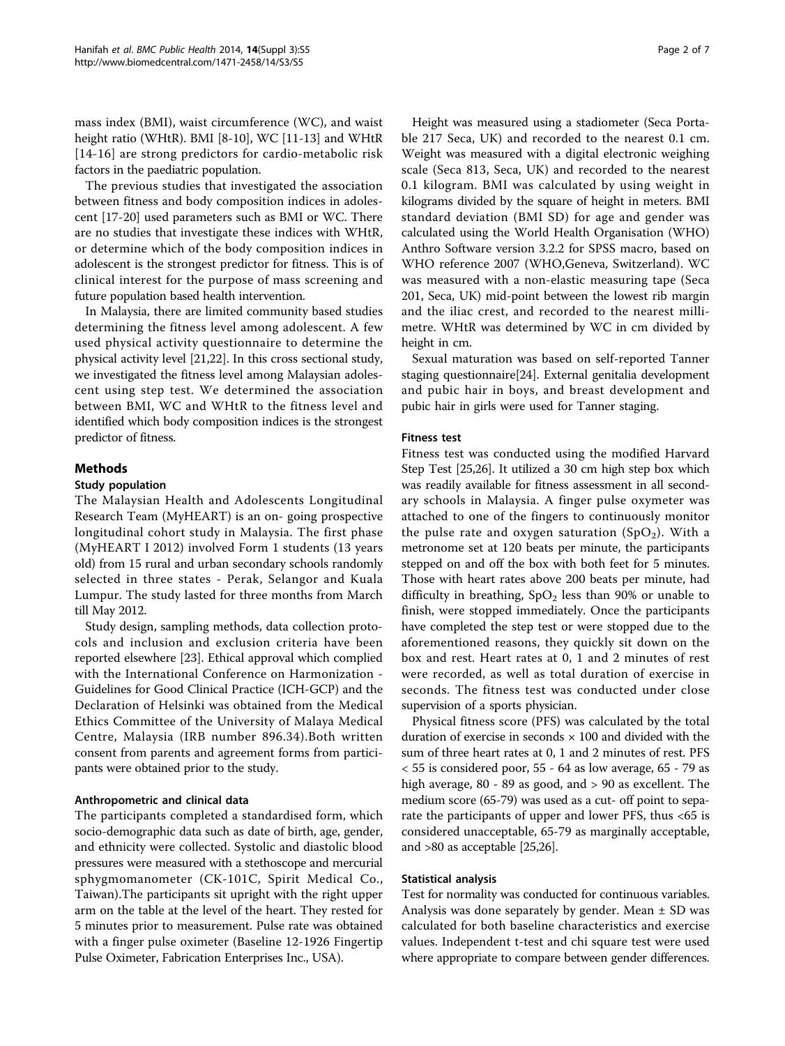mass index (BMI), waist circumference (WC), and waist height ratio (WHtR). BMI [8-10], WC [11-13] and WHtR [14-16] are strong predictors for cardio-metabolic risk factors in the paediatric population.

The previous studies that investigated the association between fitness and body composition indices in adolescent [17-20] used parameters such as BMI or WC. There are no studies that investigate these indices with WHtR, or determine which of the body composition indices in adolescent is the strongest predictor for fitness. This is of clinical interest for the purpose of mass screening and future population based health intervention.

In Malaysia, there are limited community based studies determining the fitness level among adolescent. A few used physical activity questionnaire to determine the physical activity level [21,22]. In this cross sectional study, we investigated the fitness level among Malaysian adolescent using step test. We determined the association between BMI, WC and WHtR to the fitness level and identified which body composition indices is the strongest predictor of fitness.

## Methods

### Study population

The Malaysian Health and Adolescents Longitudinal Research Team (MyHEART) is an on- going prospective longitudinal cohort study in Malaysia. The first phase (MyHEART I 2012) involved Form 1 students (13 years old) from 15 rural and urban secondary schools randomly selected in three states - Perak, Selangor and Kuala Lumpur. The study lasted for three months from March till May 2012.

Study design, sampling methods, data collection protocols and inclusion and exclusion criteria have been reported elsewhere [23]. Ethical approval which complied with the International Conference on Harmonization - Guidelines for Good Clinical Practice (ICH-GCP) and the Declaration of Helsinki was obtained from the Medical Ethics Committee of the University of Malaya Medical Centre, Malaysia (IRB number 896.34).Both written consent from parents and agreement forms from participants were obtained prior to the study.

### Anthropometric and clinical data

The participants completed a standardised form, which socio-demographic data such as date of birth, age, gender, and ethnicity were collected. Systolic and diastolic blood pressures were measured with a stethoscope and mercurial sphygmomanometer (CK-101C, Spirit Medical Co., Taiwan).The participants sit upright with the right upper arm on the table at the level of the heart. They rested for 5 minutes prior to measurement. Pulse rate was obtained with a finger pulse oximeter (Baseline 12-1926 Fingertip Pulse Oximeter, Fabrication Enterprises Inc., USA).

Height was measured using a stadiometer (Seca Portable 217 Seca, UK) and recorded to the nearest 0.1 cm. Weight was measured with a digital electronic weighing scale (Seca 813, Seca, UK) and recorded to the nearest 0.1 kilogram. BMI was calculated by using weight in kilograms divided by the square of height in meters. BMI standard deviation (BMI SD) for age and gender was calculated using the World Health Organisation (WHO) Anthro Software version 3.2.2 for SPSS macro, based on WHO reference 2007 (WHO,Geneva, Switzerland). WC was measured with a non-elastic measuring tape (Seca 201, Seca, UK) mid-point between the lowest rib margin and the iliac crest, and recorded to the nearest millimetre. WHtR was determined by WC in cm divided by height in cm.

Sexual maturation was based on self-reported Tanner staging questionnaire[24]. External genitalia development and pubic hair in boys, and breast development and pubic hair in girls were used for Tanner staging.

### Fitness test

Fitness test was conducted using the modified Harvard Step Test [25,26]. It utilized a 30 cm high step box which was readily available for fitness assessment in all secondary schools in Malaysia. A finger pulse oxymeter was attached to one of the fingers to continuously monitor the pulse rate and oxygen saturation ($SpO_2$). With a metronome set at 120 beats per minute, the participants stepped on and off the box with both feet for 5 minutes. Those with heart rates above 200 beats per minute, had difficulty in breathing, $SpO_2$ less than 90% or unable to finish, were stopped immediately. Once the participants have completed the step test or were stopped due to the aforementioned reasons, they quickly sit down on the box and rest. Heart rates at 0, 1 and 2 minutes of rest were recorded, as well as total duration of exercise in seconds. The fitness test was conducted under close supervision of a sports physician.

Physical fitness score (PFS) was calculated by the total duration of exercise in seconds × 100 and divided with the sum of three heart rates at 0, 1 and 2 minutes of rest. PFS < 55 is considered poor, 55 - 64 as low average, 65 - 79 as high average, 80 - 89 as good, and > 90 as excellent. The medium score (65-79) was used as a cut- off point to separate the participants of upper and lower PFS, thus <65 is considered unacceptable, 65-79 as marginally acceptable, and >80 as acceptable [25,26].

### Statistical analysis

Test for normality was conducted for continuous variables. Analysis was done separately by gender. Mean ± SD was calculated for both baseline characteristics and exercise values. Independent t-test and chi square test were used where appropriate to compare between gender differences.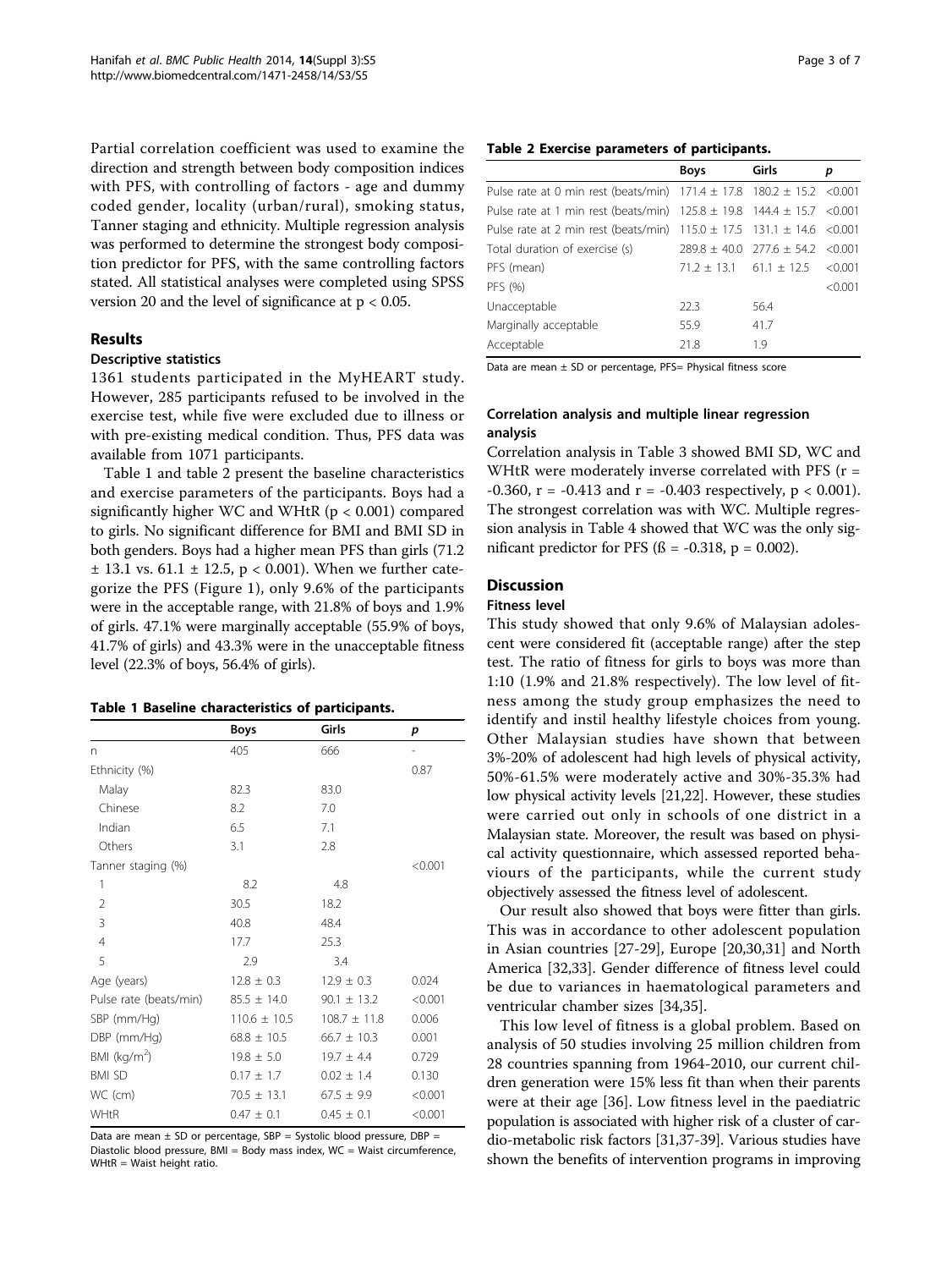Partial correlation coefficient was used to examine the direction and strength between body composition indices with PFS, with controlling of factors - age and dummy coded gender, locality (urban/rural), smoking status, Tanner staging and ethnicity. Multiple regression analysis was performed to determine the strongest body composition predictor for PFS, with the same controlling factors stated. All statistical analyses were completed using SPSS version 20 and the level of significance at $p < 0.05$.

## Results

### Descriptive statistics

1361 students participated in the MyHEART study. However, 285 participants refused to be involved in the exercise test, while five were excluded due to illness or with pre-existing medical condition. Thus, PFS data was available from 1071 participants.

Table 1 and table 2 present the baseline characteristics and exercise parameters of the participants. Boys had a significantly higher WC and WHtR ($p < 0.001$) compared to girls. No significant difference for BMI and BMI SD in both genders. Boys had a higher mean PFS than girls (71.2 ± 13.1 vs. 61.1 ± 12.5, $p < 0.001$). When we further categorize the PFS (Figure 1), only 9.6% of the participants were in the acceptable range, with 21.8% of boys and 1.9% of girls. 47.1% were marginally acceptable (55.9% of boys, 41.7% of girls) and 43.3% were in the unacceptable fitness level (22.3% of boys, 56.4% of girls).

**Table 1 Baseline characteristics of participants.**

| | Boys | Girls | p |
|---|---|---|---|
| n | 405 | 666 | - |
| Ethnicity (%) | | | 0.87 |
| Malay | 82.3 | 83.0 | |
| Chinese | 8.2 | 7.0 | |
| Indian | 6.5 | 7.1 | |
| Others | 3.1 | 2.8 | |
| Tanner staging (%) | | | <0.001 |
| 1 | 8.2 | 4.8 | |
| 2 | 30.5 | 18.2 | |
| 3 | 40.8 | 48.4 | |
| 4 | 17.7 | 25.3 | |
| 5 | 2.9 | 3.4 | |
| Age (years) | 12.8 ± 0.3 | 12.9 ± 0.3 | 0.024 |
| Pulse rate (beats/min) | 85.5 ± 14.0 | 90.1 ± 13.2 | <0.001 |
| SBP (mm/Hg) | 110.6 ± 10.5 | 108.7 ± 11.8 | 0.006 |
| DBP (mm/Hg) | 68.8 ± 10.5 | 66.7 ± 10.3 | 0.001 |
| BMI (kg/m$^2$) | 19.8 ± 5.0 | 19.7 ± 4.4 | 0.729 |
| BMI SD | 0.17 ± 1.7 | 0.02 ± 1.4 | 0.130 |
| WC (cm) | 70.5 ± 13.1 | 67.5 ± 9.9 | <0.001 |
| WHtR | 0.47 ± 0.1 | 0.45 ± 0.1 | <0.001 |

Data are mean ± SD or percentage, SBP = Systolic blood pressure, DBP = Diastolic blood pressure, BMI = Body mass index, WC = Waist circumference, WHtR = Waist height ratio.

**Table 2 Exercise parameters of participants.**

| | Boys | Girls | p |
|---|---|---|---|
| Pulse rate at 0 min rest (beats/min) | 171.4 ± 17.8 | 180.2 ± 15.2 | <0.001 |
| Pulse rate at 1 min rest (beats/min) | 125.8 ± 19.8 | 144.4 ± 15.7 | <0.001 |
| Pulse rate at 2 min rest (beats/min) | 115.0 ± 17.5 | 131.1 ± 14.6 | <0.001 |
| Total duration of exercise (s) | 289.8 ± 40.0 | 277.6 ± 54.2 | <0.001 |
| PFS (mean) | 71.2 ± 13.1 | 61.1 ± 12.5 | <0.001 |
| PFS (%) | | | <0.001 |
| Unacceptable | 22.3 | 56.4 | |
| Marginally acceptable | 55.9 | 41.7 | |
| Acceptable | 21.8 | 1.9 | |

Data are mean ± SD or percentage, PFS= Physical fitness score

### Correlation analysis and multiple linear regression analysis

Correlation analysis in Table 3 showed BMI SD, WC and WHtR were moderately inverse correlated with PFS ($r = -0.360$, $r = -0.413$ and $r = -0.403$ respectively, $p < 0.001$). The strongest correlation was with WC. Multiple regression analysis in Table 4 showed that WC was the only significant predictor for PFS ($\beta = -0.318$, $p = 0.002$).

## Discussion

### Fitness level

This study showed that only 9.6% of Malaysian adolescent were considered fit (acceptable range) after the step test. The ratio of fitness for girls to boys was more than 1:10 (1.9% and 21.8% respectively). The low level of fitness among the study group emphasizes the need to identify and instil healthy lifestyle choices from young. Other Malaysian studies have shown that between 3%-20% of adolescent had high levels of physical activity, 50%-61.5% were moderately active and 30%-35.3% had low physical activity levels [21,22]. However, these studies were carried out only in schools of one district in a Malaysian state. Moreover, the result was based on physical activity questionnaire, which assessed reported behaviours of the participants, while the current study objectively assessed the fitness level of adolescent.

Our result also showed that boys were fitter than girls. This was in accordance to other adolescent population in Asian countries [27-29], Europe [20,30,31] and North America [32,33]. Gender difference of fitness level could be due to variances in haematological parameters and ventricular chamber sizes [34,35].

This low level of fitness is a global problem. Based on analysis of 50 studies involving 25 million children from 28 countries spanning from 1964-2010, our current children generation were 15% less fit than when their parents were at their age [36]. Low fitness level in the paediatric population is associated with higher risk of a cluster of cardio-metabolic risk factors [31,37-39]. Various studies have shown the benefits of intervention programs in improving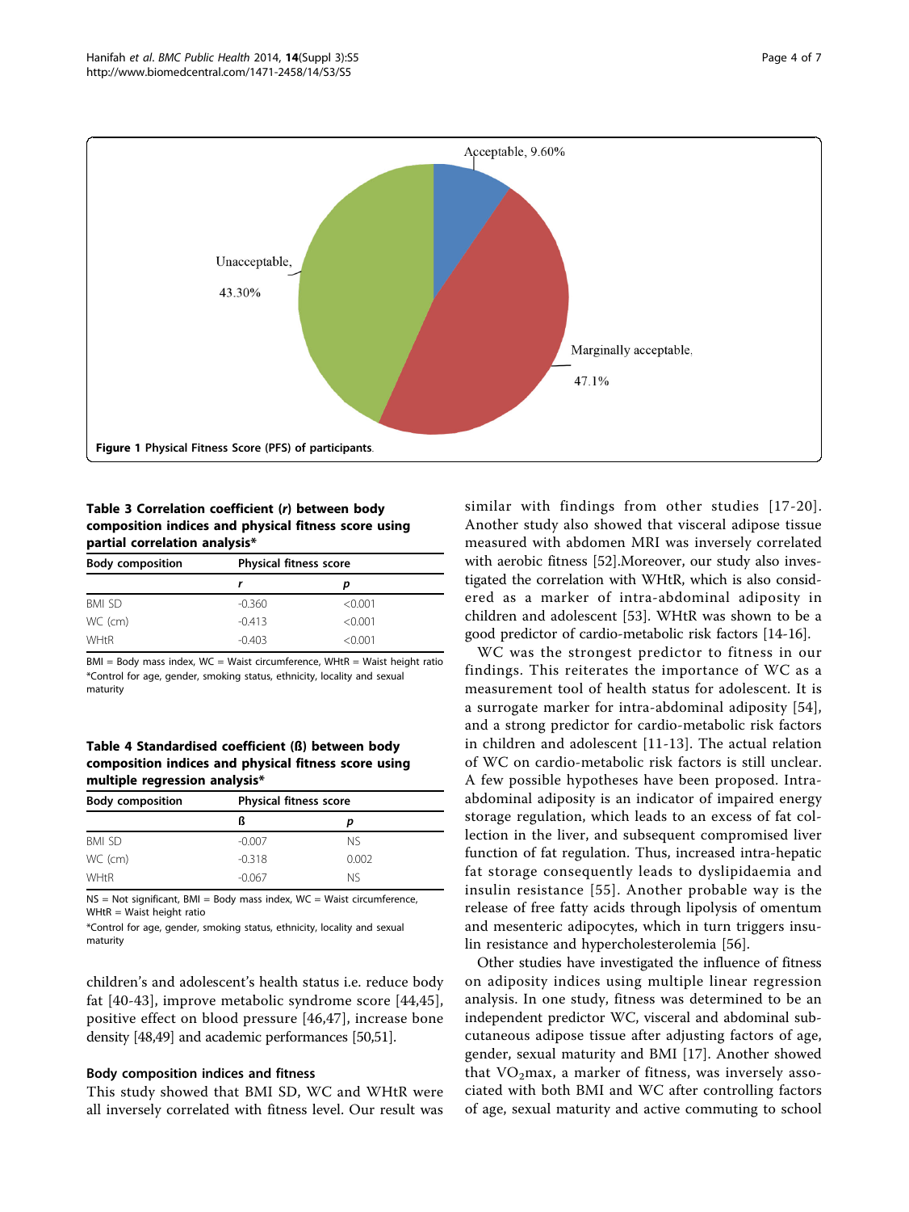Acceptable, 9.60%

Unacceptable, 43.30%

Marginally acceptable, 47.1%

**Figure 1** Physical Fitness Score (PFS) of participants.

**Table 3 Correlation coefficient (*r*) between body composition indices and physical fitness score using partial correlation analysis***

| Body composition | Physical fitness score | |
|---|---|---|
| | *r* | *p* |
| BMI SD | -0.360 | <0.001 |
| WC (cm) | -0.413 | <0.001 |
| WHtR | -0.403 | <0.001 |

BMI = Body mass index, WC = Waist circumference, WHtR = Waist height ratio
*Control for age, gender, smoking status, ethnicity, locality and sexual maturity

**Table 4 Standardised coefficient (ß) between body composition indices and physical fitness score using multiple regression analysis***

| Body composition | Physical fitness score | |
|---|---|---|
| | ß | *p* |
| BMI SD | -0.007 | NS |
| WC (cm) | -0.318 | 0.002 |
| WHtR | -0.067 | NS |

NS = Not significant, BMI = Body mass index, WC = Waist circumference, WHtR = Waist height ratio

*Control for age, gender, smoking status, ethnicity, locality and sexual maturity

children's and adolescent's health status i.e. reduce body fat [40-43], improve metabolic syndrome score [44,45], positive effect on blood pressure [46,47], increase bone density [48,49] and academic performances [50,51].

### Body composition indices and fitness

This study showed that BMI SD, WC and WHtR were all inversely correlated with fitness level. Our result was similar with findings from other studies [17-20]. Another study also showed that visceral adipose tissue measured with abdomen MRI was inversely correlated with aerobic fitness [52].Moreover, our study also investigated the correlation with WHtR, which is also considered as a marker of intra-abdominal adiposity in children and adolescent [53]. WHtR was shown to be a good predictor of cardio-metabolic risk factors [14-16].

WC was the strongest predictor to fitness in our findings. This reiterates the importance of WC as a measurement tool of health status for adolescent. It is a surrogate marker for intra-abdominal adiposity [54], and a strong predictor for cardio-metabolic risk factors in children and adolescent [11-13]. The actual relation of WC on cardio-metabolic risk factors is still unclear. A few possible hypotheses have been proposed. Intra-abdominal adiposity is an indicator of impaired energy storage regulation, which leads to an excess of fat collection in the liver, and subsequent compromised liver function of fat regulation. Thus, increased intra-hepatic fat storage consequently leads to dyslipidaemia and insulin resistance [55]. Another probable way is the release of free fatty acids through lipolysis of omentum and mesenteric adipocytes, which in turn triggers insulin resistance and hypercholesterolemia [56].

Other studies have investigated the influence of fitness on adiposity indices using multiple linear regression analysis. In one study, fitness was determined to be an independent predictor WC, visceral and abdominal subcutaneous adipose tissue after adjusting factors of age, gender, sexual maturity and BMI [17]. Another showed that $VO_2$max, a marker of fitness, was inversely associated with both BMI and WC after controlling factors of age, sexual maturity and active commuting to school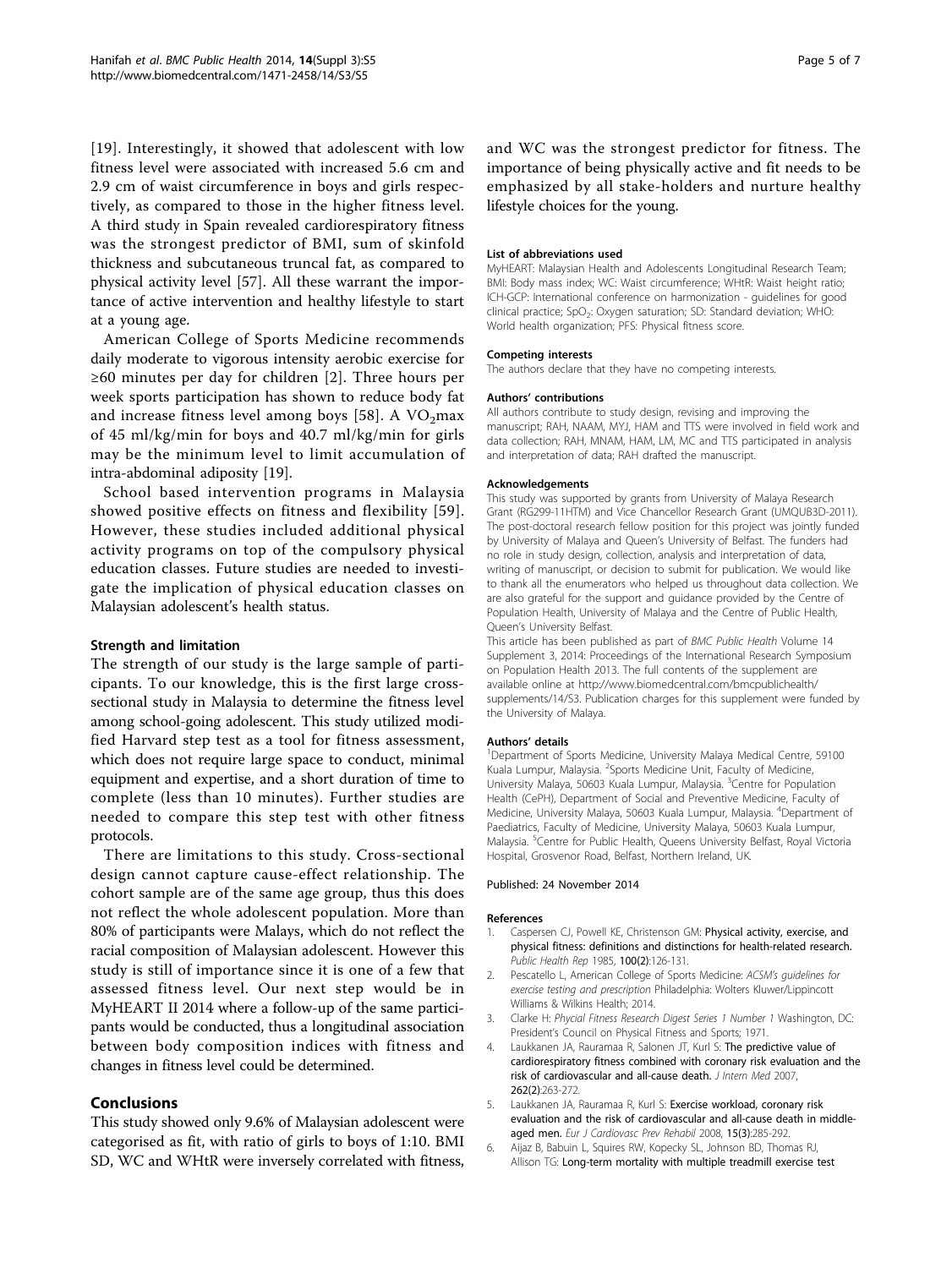[19]. Interestingly, it showed that adolescent with low fitness level were associated with increased 5.6 cm and 2.9 cm of waist circumference in boys and girls respectively, as compared to those in the higher fitness level. A third study in Spain revealed cardiorespiratory fitness was the strongest predictor of BMI, sum of skinfold thickness and subcutaneous truncal fat, as compared to physical activity level [57]. All these warrant the importance of active intervention and healthy lifestyle to start at a young age.

American College of Sports Medicine recommends daily moderate to vigorous intensity aerobic exercise for ≥60 minutes per day for children [2]. Three hours per week sports participation has shown to reduce body fat and increase fitness level among boys [58]. A $VO_2$max of 45 ml/kg/min for boys and 40.7 ml/kg/min for girls may be the minimum level to limit accumulation of intra-abdominal adiposity [19].

School based intervention programs in Malaysia showed positive effects on fitness and flexibility [59]. However, these studies included additional physical activity programs on top of the compulsory physical education classes. Future studies are needed to investigate the implication of physical education classes on Malaysian adolescent's health status.

### Strength and limitation

The strength of our study is the large sample of participants. To our knowledge, this is the first large cross-sectional study in Malaysia to determine the fitness level among school-going adolescent. This study utilized modified Harvard step test as a tool for fitness assessment, which does not require large space to conduct, minimal equipment and expertise, and a short duration of time to complete (less than 10 minutes). Further studies are needed to compare this step test with other fitness protocols.

There are limitations to this study. Cross-sectional design cannot capture cause-effect relationship. The cohort sample are of the same age group, thus this does not reflect the whole adolescent population. More than 80% of participants were Malays, which do not reflect the racial composition of Malaysian adolescent. However this study is still of importance since it is one of a few that assessed fitness level. Our next step would be in MyHEART II 2014 where a follow-up of the same participants would be conducted, thus a longitudinal association between body composition indices with fitness and changes in fitness level could be determined.

## Conclusions

This study showed only 9.6% of Malaysian adolescent were categorised as fit, with ratio of girls to boys of 1:10. BMI SD, WC and WHtR were inversely correlated with fitness, and WC was the strongest predictor for fitness. The importance of being physically active and fit needs to be emphasized by all stake-holders and nurture healthy lifestyle choices for the young.

#### List of abbreviations used

MyHEART: Malaysian Health and Adolescents Longitudinal Research Team; BMI: Body mass index; WC: Waist circumference; WHtR: Waist height ratio; ICH-GCP: International conference on harmonization - guidelines for good clinical practice; $SpO_2$: Oxygen saturation; SD: Standard deviation; WHO: World health organization; PFS: Physical fitness score.

#### Competing interests

The authors declare that they have no competing interests.

#### Authors' contributions

All authors contribute to study design, revising and improving the manuscript; RAH, NAAM, MYJ, HAM and TTS were involved in field work and data collection; RAH, MNAM, HAM, LM, MC and TTS participated in analysis and interpretation of data; RAH drafted the manuscript.

#### Acknowledgements

This study was supported by grants from University of Malaya Research Grant (RG299-11HTM) and Vice Chancellor Research Grant (UMQUB3D-2011). The post-doctoral research fellow position for this project was jointly funded by University of Malaya and Queen's University of Belfast. The funders had no role in study design, collection, analysis and interpretation of data, writing of manuscript, or decision to submit for publication. We would like to thank all the enumerators who helped us throughout data collection. We are also grateful for the support and guidance provided by the Centre of Population Health, University of Malaya and the Centre of Public Health, Queen's University Belfast.

This article has been published as part of *BMC Public Health* Volume 14 Supplement 3, 2014: Proceedings of the International Research Symposium on Population Health 2013. The full contents of the supplement are available online at http://www.biomedcentral.com/bmcpublichealth/supplements/14/S3. Publication charges for this supplement were funded by the University of Malaya.

#### Authors' details

[1]Department of Sports Medicine, University Malaya Medical Centre, 59100 Kuala Lumpur, Malaysia. [2]Sports Medicine Unit, Faculty of Medicine, University Malaya, 50603 Kuala Lumpur, Malaysia. [3]Centre for Population Health (CePH), Department of Social and Preventive Medicine, Faculty of Medicine, University Malaya, 50603 Kuala Lumpur, Malaysia. [4]Department of Paediatrics, Faculty of Medicine, University Malaya, 50603 Kuala Lumpur, Malaysia. [5]Centre for Public Health, Queens University Belfast, Royal Victoria Hospital, Grosvenor Road, Belfast, Northern Ireland, UK.

Published: 24 November 2014

#### References

1. Caspersen CJ, Powell KE, Christenson GM: **Physical activity, exercise, and physical fitness: definitions and distinctions for health-related research.** *Public Health Rep* 1985, **100(2)**:126-131.
2. Pescatello L, American College of Sports Medicine: *ACSM's guidelines for exercise testing and prescription* Philadelphia: Wolters Kluwer/Lippincott Williams & Wilkins Health; 2014.
3. Clarke H: *Phycial Fitness Research Digest Series 1 Number 1* Washington, DC: President's Council on Physical Fitness and Sports; 1971.
4. Laukkanen JA, Rauramaa R, Salonen JT, Kurl S: **The predictive value of cardiorespiratory fitness combined with coronary risk evaluation and the risk of cardiovascular and all-cause death.** *J Intern Med* 2007, **262(2)**:263-272.
5. Laukkanen JA, Rauramaa R, Kurl S: **Exercise workload, coronary risk evaluation and the risk of cardiovascular and all-cause death in middle-aged men.** *Eur J Cardiovasc Prev Rehabil* 2008, **15(3)**:285-292.
6. Aijaz B, Babuin L, Squires RW, Kopecky SL, Johnson BD, Thomas RJ, Allison TG: **Long-term mortality with multiple treadmill exercise test**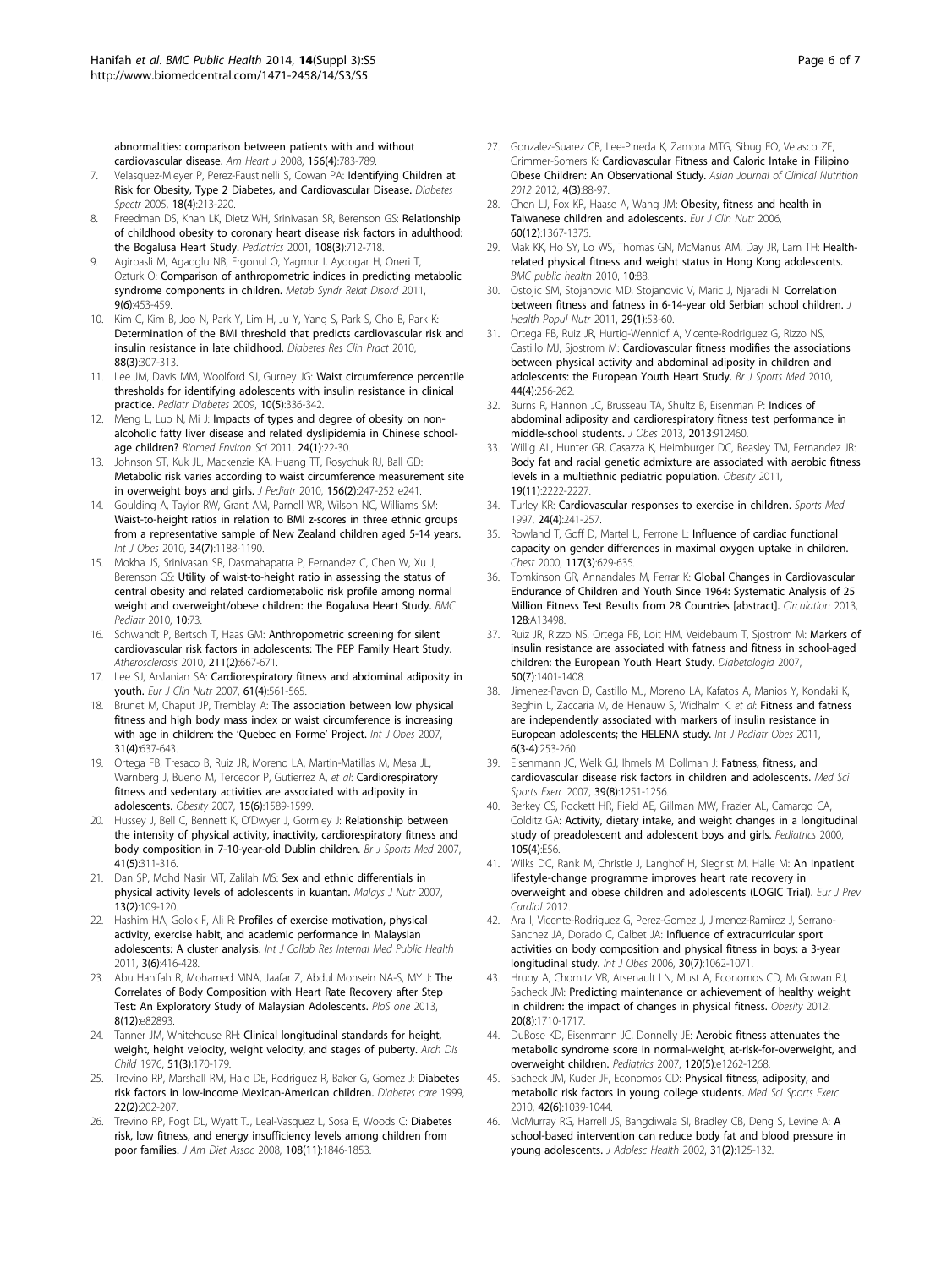abnormalities: comparison between patients with and without cardiovascular disease. *Am Heart J* 2008, 156(4):783-789.

7. Velasquez-Mieyer P, Perez-Faustinelli S, Cowan PA: **Identifying Children at Risk for Obesity, Type 2 Diabetes, and Cardiovascular Disease.** *Diabetes Spectr* 2005, 18(4):213-220.
8. Freedman DS, Khan LK, Dietz WH, Srinivasan SR, Berenson GS: **Relationship of childhood obesity to coronary heart disease risk factors in adulthood: the Bogalusa Heart Study.** *Pediatrics* 2001, 108(3):712-718.
9. Agirbasli M, Agaoglu NB, Ergonul O, Yagmur I, Aydogar H, Oneri T, Ozturk O: **Comparison of anthropometric indices in predicting metabolic syndrome components in children.** *Metab Syndr Relat Disord* 2011, 9(6):453-459.
10. Kim C, Kim B, Joo N, Park Y, Lim H, Ju Y, Yang S, Park S, Cho B, Park K: **Determination of the BMI threshold that predicts cardiovascular risk and insulin resistance in late childhood.** *Diabetes Res Clin Pract* 2010, 88(3):307-313.
11. Lee JM, Davis MM, Woolford SJ, Gurney JG: **Waist circumference percentile thresholds for identifying adolescents with insulin resistance in clinical practice.** *Pediatr Diabetes* 2009, 10(5):336-342.
12. Meng L, Luo N, Mi J: **Impacts of types and degree of obesity on non-alcoholic fatty liver disease and related dyslipidemia in Chinese school-age children?** *Biomed Environ Sci* 2011, 24(1):22-30.
13. Johnson ST, Kuk JL, Mackenzie KA, Huang TT, Rosychuk RJ, Ball GD: **Metabolic risk varies according to waist circumference measurement site in overweight boys and girls.** *J Pediatr* 2010, 156(2):247-252 e241.
14. Goulding A, Taylor RW, Grant AM, Parnell WR, Wilson NC, Williams SM: **Waist-to-height ratios in relation to BMI z-scores in three ethnic groups from a representative sample of New Zealand children aged 5-14 years.** *Int J Obes* 2010, 34(7):1188-1190.
15. Mokha JS, Srinivasan SR, Dasmahapatra P, Fernandez C, Chen W, Xu J, Berenson GS: **Utility of waist-to-height ratio in assessing the status of central obesity and related cardiometabolic risk profile among normal weight and overweight/obese children: the Bogalusa Heart Study.** *BMC Pediatr* 2010, 10:73.
16. Schwandt P, Bertsch T, Haas GM: **Anthropometric screening for silent cardiovascular risk factors in adolescents: The PEP Family Heart Study.** *Atherosclerosis* 2010, 211(2):667-671.
17. Lee SJ, Arslanian SA: **Cardiorespiratory fitness and abdominal adiposity in youth.** *Eur J Clin Nutr* 2007, 61(4):561-565.
18. Brunet M, Chaput JP, Tremblay A: **The association between low physical fitness and high body mass index or waist circumference is increasing with age in children: the 'Quebec en Forme' Project.** *Int J Obes* 2007, 31(4):637-643.
19. Ortega FB, Tresaco B, Ruiz JR, Moreno LA, Martin-Matillas M, Mesa JL, Warnberg J, Bueno M, Tercedor P, Gutierrez A, *et al*: **Cardiorespiratory fitness and sedentary activities are associated with adiposity in adolescents.** *Obesity* 2007, 15(6):1589-1599.
20. Hussey J, Bell C, Bennett K, O'Dwyer J, Gormley J: **Relationship between the intensity of physical activity, inactivity, cardiorespiratory fitness and body composition in 7-10-year-old Dublin children.** *Br J Sports Med* 2007, 41(5):311-316.
21. Dan SP, Mohd Nasir MT, Zalilah MS: **Sex and ethnic differentials in physical activity levels of adolescents in kuantan.** *Malays J Nutr* 2007, 13(2):109-120.
22. Hashim HA, Golok F, Ali R: **Profiles of exercise motivation, physical activity, exercise habit, and academic performance in Malaysian adolescents: A cluster analysis.** *Int J Collab Res Internal Med Public Health* 2011, 3(6):416-428.
23. Abu Hanifah R, Mohamed MNA, Jaafar Z, Abdul Mohsein NA-S, MY J: **The Correlates of Body Composition with Heart Rate Recovery after Step Test: An Exploratory Study of Malaysian Adolescents.** *PloS one* 2013, 8(12):e82893.
24. Tanner JM, Whitehouse RH: **Clinical longitudinal standards for height, weight, height velocity, weight velocity, and stages of puberty.** *Arch Dis Child* 1976, 51(3):170-179.
25. Trevino RP, Marshall RM, Hale DE, Rodriguez R, Baker G, Gomez J: **Diabetes risk factors in low-income Mexican-American children.** *Diabetes care* 1999, 22(2):202-207.
26. Trevino RP, Fogt DL, Wyatt TJ, Leal-Vasquez L, Sosa E, Woods C: **Diabetes risk, low fitness, and energy insufficiency levels among children from poor families.** *J Am Diet Assoc* 2008, 108(11):1846-1853.
27. Gonzalez-Suarez CB, Lee-Pineda K, Zamora MTG, Sibug EO, Velasco ZF, Grimmer-Somers K: **Cardiovascular Fitness and Caloric Intake in Filipino Obese Children: An Observational Study.** *Asian Journal of Clinical Nutrition 2012* 2012, 4(3):88-97.
28. Chen LJ, Fox KR, Haase A, Wang JM: **Obesity, fitness and health in Taiwanese children and adolescents.** *Eur J Clin Nutr* 2006, 60(12):1367-1375.
29. Mak KK, Ho SY, Lo WS, Thomas GN, McManus AM, Day JR, Lam TH: **Health-related physical fitness and weight status in Hong Kong adolescents.** *BMC public health* 2010, 10:88.
30. Ostojic SM, Stojanovic MD, Stojanovic V, Maric J, Njaradi N: **Correlation between fitness and fatness in 6-14-year old Serbian school children.** *J Health Popul Nutr* 2011, 29(1):53-60.
31. Ortega FB, Ruiz JR, Hurtig-Wennlof A, Vicente-Rodriguez G, Rizzo NS, Castillo MJ, Sjostrom M: **Cardiovascular fitness modifies the associations between physical activity and abdominal adiposity in children and adolescents: the European Youth Heart Study.** *Br J Sports Med* 2010, 44(4):256-262.
32. Burns R, Hannon JC, Brusseau TA, Shultz B, Eisenman P: **Indices of abdominal adiposity and cardiorespiratory fitness test performance in middle-school students.** *J Obes* 2013, 2013:912460.
33. Willig AL, Hunter GR, Casazza K, Heimburger DC, Beasley TM, Fernandez JR: **Body fat and racial genetic admixture are associated with aerobic fitness levels in a multiethnic pediatric population.** *Obesity* 2011, 19(11):2222-2227.
34. Turley KR: **Cardiovascular responses to exercise in children.** *Sports Med* 1997, 24(4):241-257.
35. Rowland T, Goff D, Martel L, Ferrone L: **Influence of cardiac functional capacity on gender differences in maximal oxygen uptake in children.** *Chest* 2000, 117(3):629-635.
36. Tomkinson GR, Annandales M, Ferrar K: **Global Changes in Cardiovascular Endurance of Children and Youth Since 1964: Systematic Analysis of 25 Million Fitness Test Results from 28 Countries [abstract].** *Circulation* 2013, 128:A13498.
37. Ruiz JR, Rizzo NS, Ortega FB, Loit HM, Veidebaum T, Sjostrom M: **Markers of insulin resistance are associated with fatness and fitness in school-aged children: the European Youth Heart Study.** *Diabetologia* 2007, 50(7):1401-1408.
38. Jimenez-Pavon D, Castillo MJ, Moreno LA, Kafatos A, Manios Y, Kondaki K, Beghin L, Zaccaria M, de Henauw S, Widhalm K, *et al*: **Fitness and fatness are independently associated with markers of insulin resistance in European adolescents; the HELENA study.** *Int J Pediatr Obes* 2011, 6(3-4):253-260.
39. Eisenmann JC, Welk GJ, Ihmels M, Dollman J: **Fatness, fitness, and cardiovascular disease risk factors in children and adolescents.** *Med Sci Sports Exerc* 2007, 39(8):1251-1256.
40. Berkey CS, Rockett HR, Field AE, Gillman MW, Frazier AL, Camargo CA, Colditz GA: **Activity, dietary intake, and weight changes in a longitudinal study of preadolescent and adolescent boys and girls.** *Pediatrics* 2000, 105(4):E56.
41. Wilks DC, Rank M, Christle J, Langhof H, Siegrist M, Halle M: **An inpatient lifestyle-change programme improves heart rate recovery in overweight and obese children and adolescents (LOGIC Trial).** *Eur J Prev Cardiol* 2012.
42. Ara I, Vicente-Rodriguez G, Perez-Gomez J, Jimenez-Ramirez J, Serrano-Sanchez JA, Dorado C, Calbet JA: **Influence of extracurricular sport activities on body composition and physical fitness in boys: a 3-year longitudinal study.** *Int J Obes* 2006, 30(7):1062-1071.
43. Hruby A, Chomitz VR, Arsenault LN, Must A, Economos CD, McGowan RJ, Sacheck JM: **Predicting maintenance or achievement of healthy weight in children: the impact of changes in physical fitness.** *Obesity* 2012, 20(8):1710-1717.
44. DuBose KD, Eisenmann JC, Donnelly JE: **Aerobic fitness attenuates the metabolic syndrome score in normal-weight, at-risk-for-overweight, and overweight children.** *Pediatrics* 2007, 120(5):e1262-1268.
45. Sacheck JM, Kuder JF, Economos CD: **Physical fitness, adiposity, and metabolic risk factors in young college students.** *Med Sci Sports Exerc* 2010, 42(6):1039-1044.
46. McMurray RG, Harrell JS, Bangdiwala SI, Bradley CB, Deng S, Levine A: **A school-based intervention can reduce body fat and blood pressure in young adolescents.** *J Adolesc Health* 2002, 31(2):125-132.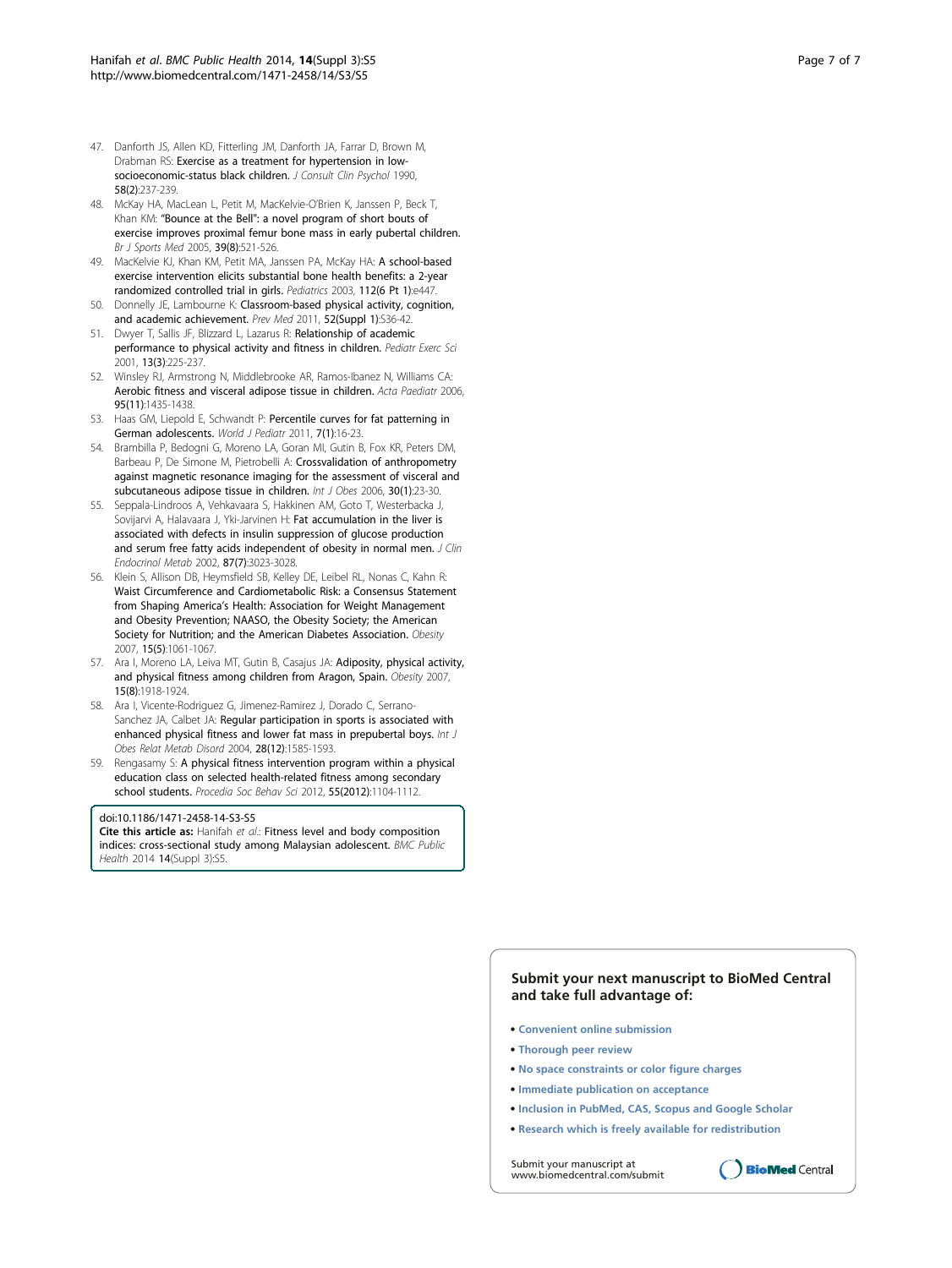47. Danforth JS, Allen KD, Fitterling JM, Danforth JA, Farrar D, Brown M, Drabman RS: **Exercise as a treatment for hypertension in low-socioeconomic-status black children.** *J Consult Clin Psychol* 1990, **58(2)**:237-239.
48. McKay HA, MacLean L, Petit M, MacKelvie-O'Brien K, Janssen P, Beck T, Khan KM: **"Bounce at the Bell": a novel program of short bouts of exercise improves proximal femur bone mass in early pubertal children.** *Br J Sports Med* 2005, **39(8)**:521-526.
49. MacKelvie KJ, Khan KM, Petit MA, Janssen PA, McKay HA: **A school-based exercise intervention elicits substantial bone health benefits: a 2-year randomized controlled trial in girls.** *Pediatrics* 2003, **112(6 Pt 1)**:e447.
50. Donnelly JE, Lambourne K: **Classroom-based physical activity, cognition, and academic achievement.** *Prev Med* 2011, **52(Suppl 1)**:S36-42.
51. Dwyer T, Sallis JF, Blizzard L, Lazarus R: **Relationship of academic performance to physical activity and fitness in children.** *Pediatr Exerc Sci* 2001, **13(3)**:225-237.
52. Winsley RJ, Armstrong N, Middlebrooke AR, Ramos-Ibanez N, Williams CA: **Aerobic fitness and visceral adipose tissue in children.** *Acta Paediatr* 2006, **95(11)**:1435-1438.
53. Haas GM, Liepold E, Schwandt P: **Percentile curves for fat patterning in German adolescents.** *World J Pediatr* 2011, **7(1)**:16-23.
54. Brambilla P, Bedogni G, Moreno LA, Goran MI, Gutin B, Fox KR, Peters DM, Barbeau P, De Simone M, Pietrobelli A: **Crossvalidation of anthropometry against magnetic resonance imaging for the assessment of visceral and subcutaneous adipose tissue in children.** *Int J Obes* 2006, **30(1)**:23-30.
55. Seppala-Lindroos A, Vehkavaara S, Hakkinen AM, Goto T, Westerbacka J, Sovijarvi A, Halavaara J, Yki-Jarvinen H: **Fat accumulation in the liver is associated with defects in insulin suppression of glucose production and serum free fatty acids independent of obesity in normal men.** *J Clin Endocrinol Metab* 2002, **87(7)**:3023-3028.
56. Klein S, Allison DB, Heymsfield SB, Kelley DE, Leibel RL, Nonas C, Kahn R: **Waist Circumference and Cardiometabolic Risk: a Consensus Statement from Shaping America's Health: Association for Weight Management and Obesity Prevention; NAASO, the Obesity Society; the American Society for Nutrition; and the American Diabetes Association.** *Obesity* 2007, **15(5)**:1061-1067.
57. Ara I, Moreno LA, Leiva MT, Gutin B, Casajus JA: **Adiposity, physical activity, and physical fitness among children from Aragon, Spain.** *Obesity* 2007, **15(8)**:1918-1924.
58. Ara I, Vicente-Rodriguez G, Jimenez-Ramirez J, Dorado C, Serrano-Sanchez JA, Calbet JA: **Regular participation in sports is associated with enhanced physical fitness and lower fat mass in prepubertal boys.** *Int J Obes Relat Metab Disord* 2004, **28(12)**:1585-1593.
59. Rengasamy S: **A physical fitness intervention program within a physical education class on selected health-related fitness among secondary school students.** *Procedia Soc Behav Sci* 2012, **55(2012)**:1104-1112.

doi:10.1186/1471-2458-14-S3-S5

**Cite this article as:** Hanifah *et al.*: Fitness level and body composition indices: cross-sectional study among Malaysian adolescent. *BMC Public Health* 2014 **14**(Suppl 3):S5.

**Submit your next manuscript to BioMed Central and take full advantage of:**

- Convenient online submission
- Thorough peer review
- No space constraints or color figure charges
- Immediate publication on acceptance
- Inclusion in PubMed, CAS, Scopus and Google Scholar
- Research which is freely available for redistribution

Submit your manuscript at www.biomedcentral.com/submit

BioMed Central